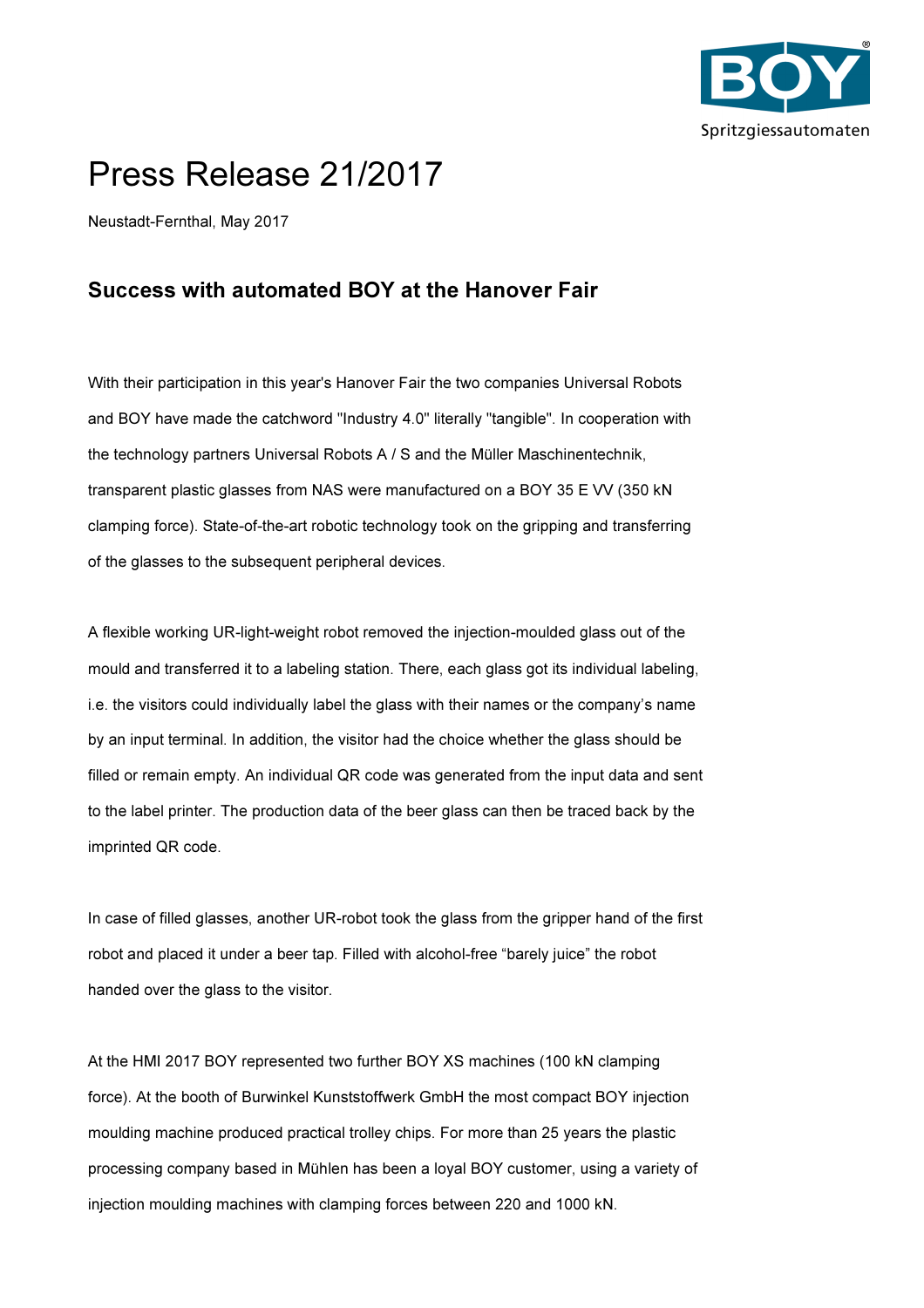# Press Release 21/2017

Neustadt-Fernthal, May 2017

## Success with automated BOY at the Hanover Fair

With their participation in this year's Hanover Fair the two companies Universal Robots and BOY have made the catchword "Industry 4.0" literally "tangible". In cooperation with the technology partners Universal Robots A / S and the Müller Maschinentechnik, transparent plastic glasses from NAS were manufactured on a BOY 35 E VV (350 kN clamping force). State-of-the-art robotic technology took on the gripping and transferring of the glasses to the subsequent peripheral devices.

A flexible working UR-light-weight robot removed the injection-moulded glass out of the mould and transferred it to a labeling station. There, each glass got its individual labeling, i.e. the visitors could individually label the glass with their names or the company's name by an input terminal. In addition, the visitor had the choice whether the glass should be filled or remain empty. An individual QR code was generated from the input data and sent to the label printer. The production data of the beer glass can then be traced back by the imprinted QR code.

In case of filled glasses, another UR-robot took the glass from the gripper hand of the first robot and placed it under a beer tap. Filled with alcohol-free "barely juice" the robot handed over the glass to the visitor.

At the HMI 2017 BOY represented two further BOY XS machines (100 kN clamping force). At the booth of Burwinkel Kunststoffwerk GmbH the most compact BOY injection moulding machine produced practical trolley chips. For more than 25 years the plastic processing company based in Mühlen has been a loyal BOY customer, using a variety of injection moulding machines with clamping forces between 220 and 1000 kN.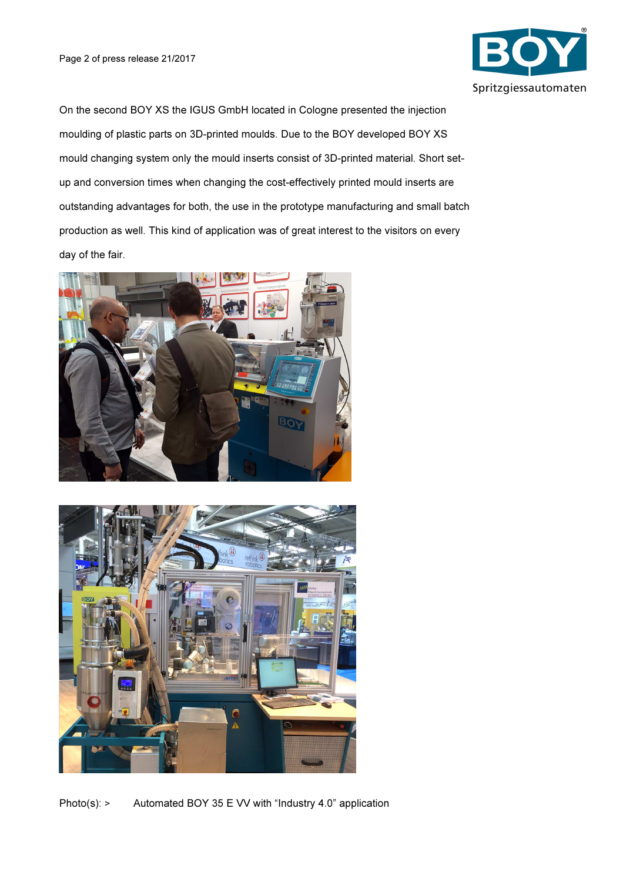On the second BOY XS the IGUS GmbH located in Cologne presented the injection moulding of plastic parts on 3D-printed moulds. Due to the BOY developed BOY XS mould changing system only the mould inserts consist of 3D-printed material. Short set-up and conversion times when changing the cost-effectively printed mould inserts are outstanding advantages for both, the use in the prototype manufacturing and small batch production as well. This kind of application was of great interest to the visitors on every day of the fair.

Photo(s): > Automated BOY 35 E VV with "Industry 4.0" application